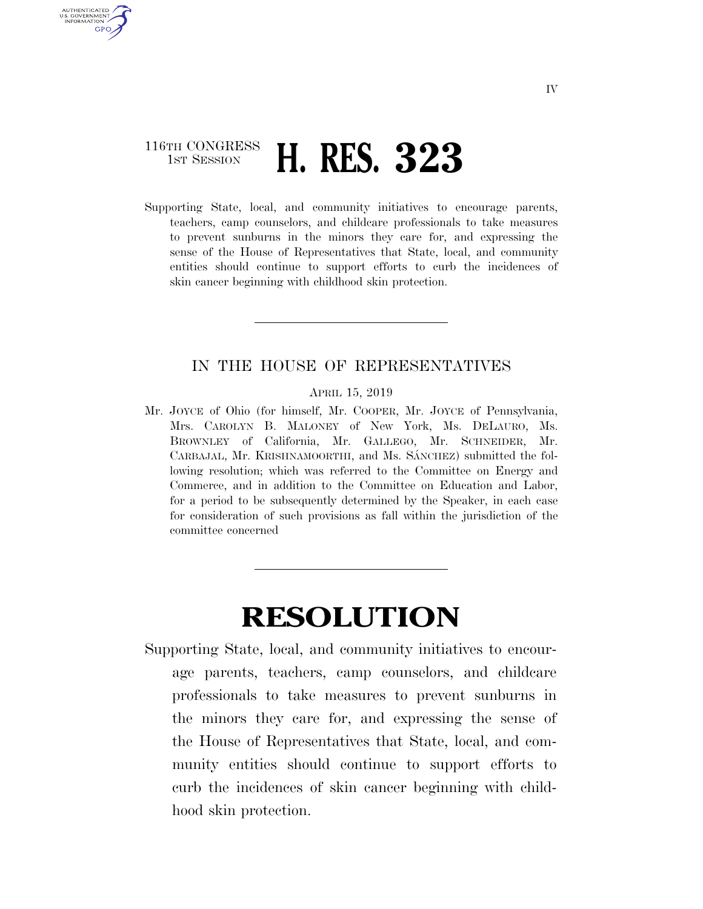116TH CONGRESS
1ST SESSION

# H. RES. 323

Supporting State, local, and community initiatives to encourage parents, teachers, camp counselors, and childcare professionals to take measures to prevent sunburns in the minors they care for, and expressing the sense of the House of Representatives that State, local, and community entities should continue to support efforts to curb the incidences of skin cancer beginning with childhood skin protection.

IN THE HOUSE OF REPRESENTATIVES

APRIL 15, 2019

Mr. JOYCE of Ohio (for himself, Mr. COOPER, Mr. JOYCE of Pennsylvania, Mrs. CAROLYN B. MALONEY of New York, Ms. DELAURO, Ms. BROWNLEY of California, Mr. GALLEGO, Mr. SCHNEIDER, Mr. CARBAJAL, Mr. KRISHNAMOORTHI, and Ms. SÁNCHEZ) submitted the following resolution; which was referred to the Committee on Energy and Commerce, and in addition to the Committee on Education and Labor, for a period to be subsequently determined by the Speaker, in each case for consideration of such provisions as fall within the jurisdiction of the committee concerned

# RESOLUTION

Supporting State, local, and community initiatives to encourage parents, teachers, camp counselors, and childcare professionals to take measures to prevent sunburns in the minors they care for, and expressing the sense of the House of Representatives that State, local, and community entities should continue to support efforts to curb the incidences of skin cancer beginning with childhood skin protection.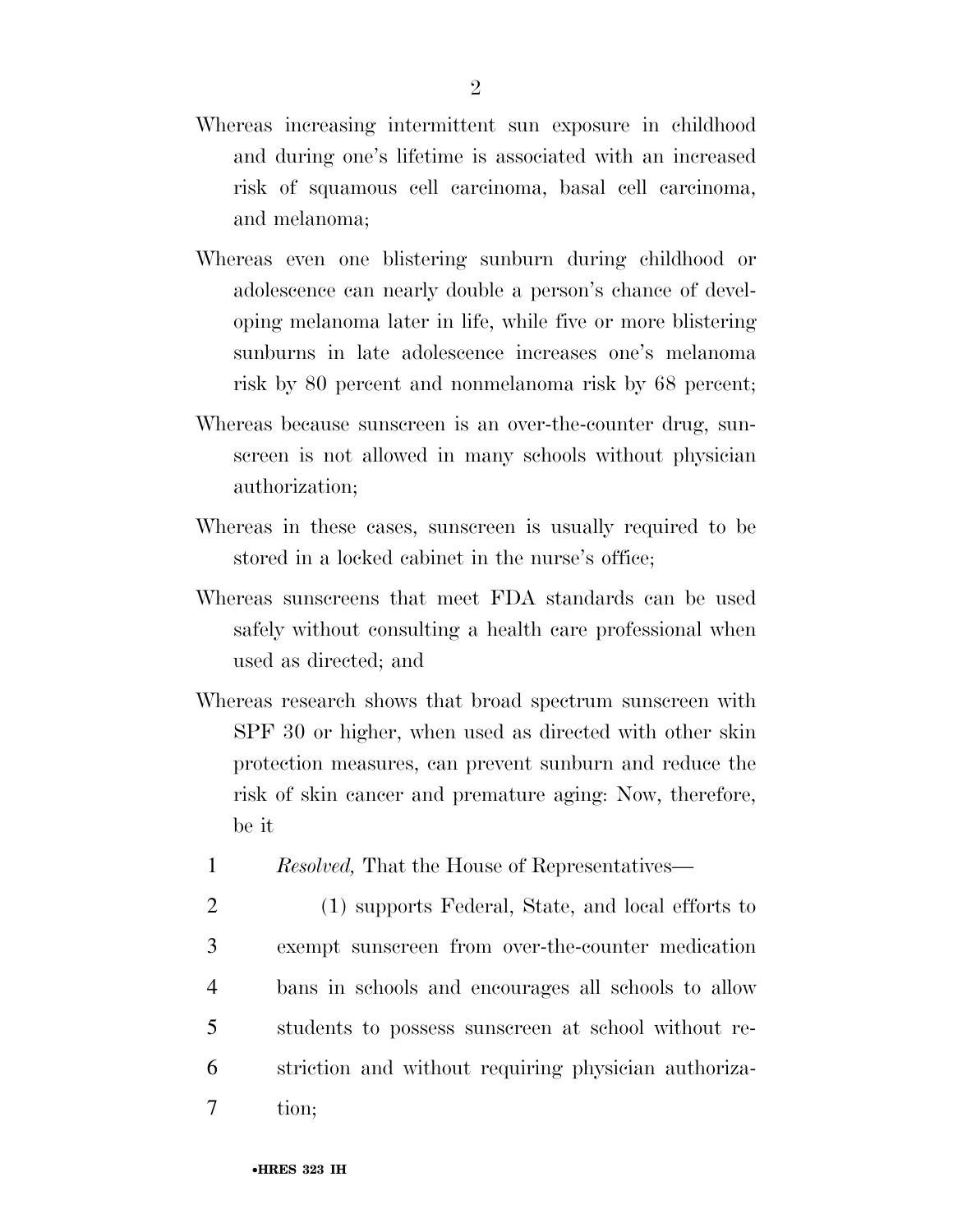Whereas increasing intermittent sun exposure in childhood and during one's lifetime is associated with an increased risk of squamous cell carcinoma, basal cell carcinoma, and melanoma;

Whereas even one blistering sunburn during childhood or adolescence can nearly double a person's chance of developing melanoma later in life, while five or more blistering sunburns in late adolescence increases one's melanoma risk by 80 percent and nonmelanoma risk by 68 percent;

Whereas because sunscreen is an over-the-counter drug, sunscreen is not allowed in many schools without physician authorization;

Whereas in these cases, sunscreen is usually required to be stored in a locked cabinet in the nurse's office;

Whereas sunscreens that meet FDA standards can be used safely without consulting a health care professional when used as directed; and

Whereas research shows that broad spectrum sunscreen with SPF 30 or higher, when used as directed with other skin protection measures, can prevent sunburn and reduce the risk of skin cancer and premature aging: Now, therefore, be it

1 *Resolved,* That the House of Representatives—

2 (1) supports Federal, State, and local efforts to
3 exempt sunscreen from over-the-counter medication
4 bans in schools and encourages all schools to allow
5 students to possess sunscreen at school without re-
6 striction and without requiring physician authoriza-
7 tion;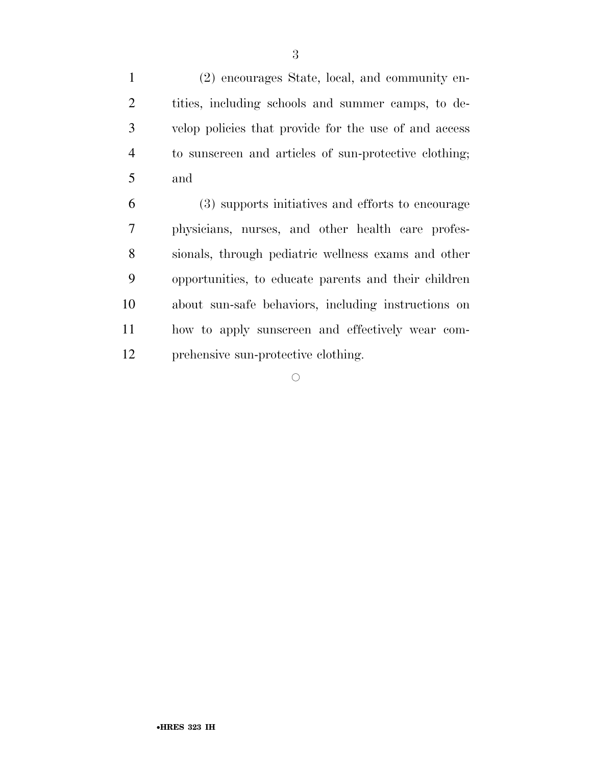(2) encourages State, local, and community entities, including schools and summer camps, to develop policies that provide for the use of and access to sunscreen and articles of sun-protective clothing; and

(3) supports initiatives and efforts to encourage physicians, nurses, and other health care professionals, through pediatric wellness exams and other opportunities, to educate parents and their children about sun-safe behaviors, including instructions on how to apply sunscreen and effectively wear comprehensive sun-protective clothing.

○